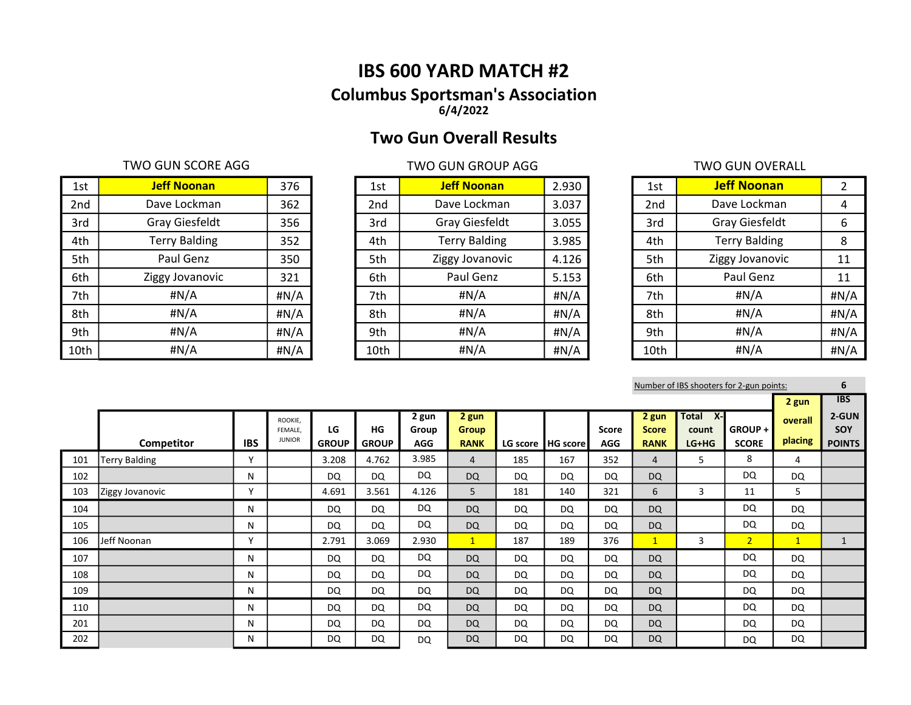# IBS 600 YARD MATCH #2

## Columbus Sportsman's Association

**6/4/2022**

## Two Gun Overall Results

### TWO GUN SCORE AGG

| | | |
|---|---|---|
| 1st | **Jeff Noonan** | 376 |
| 2nd | Dave Lockman | 362 |
| 3rd | Gray Giesfeldt | 356 |
| 4th | Terry Balding | 352 |
| 5th | Paul Genz | 350 |
| 6th | Ziggy Jovanovic | 321 |
| 7th | #N/A | #N/A |
| 8th | #N/A | #N/A |
| 9th | #N/A | #N/A |
| 10th | #N/A | #N/A |

### TWO GUN GROUP AGG

| | | |
|---|---|---|
| 1st | **Jeff Noonan** | 2.930 |
| 2nd | Dave Lockman | 3.037 |
| 3rd | Gray Giesfeldt | 3.055 |
| 4th | Terry Balding | 3.985 |
| 5th | Ziggy Jovanovic | 4.126 |
| 6th | Paul Genz | 5.153 |
| 7th | #N/A | #N/A |
| 8th | #N/A | #N/A |
| 9th | #N/A | #N/A |
| 10th | #N/A | #N/A |

### TWO GUN OVERALL

| | | |
|---|---|---|
| 1st | **Jeff Noonan** | 2 |
| 2nd | Dave Lockman | 4 |
| 3rd | Gray Giesfeldt | 6 |
| 4th | Terry Balding | 8 |
| 5th | Ziggy Jovanovic | 11 |
| 6th | Paul Genz | 11 |
| 7th | #N/A | #N/A |
| 8th | #N/A | #N/A |
| 9th | #N/A | #N/A |
| 10th | #N/A | #N/A |

Number of IBS shooters for 2-gun points: 6

| | Competitor | IBS | ROOKIE, FEMALE, JUNIOR | LG GROUP | HG GROUP | 2 gun Group AGG | 2 gun Group RANK | LG score | HG score | Score AGG | 2 gun Score RANK | Total X-count LG+HG | GROUP + SCORE | 2 gun overall placing | IBS 2-GUN SOY POINTS |
|---|---|---|---|---|---|---|---|---|---|---|---|---|---|---|---|
| 101 | Terry Balding | Y | | 3.208 | 4.762 | 3.985 | 4 | 185 | 167 | 352 | 4 | 5 | 8 | 4 | |
| 102 | | N | | DQ | DQ | DQ | DQ | DQ | DQ | DQ | DQ | | DQ | DQ | |
| 103 | Ziggy Jovanovic | Y | | 4.691 | 3.561 | 4.126 | 5 | 181 | 140 | 321 | 6 | 3 | 11 | 5 | |
| 104 | | N | | DQ | DQ | DQ | DQ | DQ | DQ | DQ | DQ | | DQ | DQ | |
| 105 | | N | | DQ | DQ | DQ | DQ | DQ | DQ | DQ | DQ | | DQ | DQ | |
| 106 | Jeff Noonan | Y | | 2.791 | 3.069 | 2.930 | 1 | 187 | 189 | 376 | 1 | 3 | 2 | 1 | 1 |
| 107 | | N | | DQ | DQ | DQ | DQ | DQ | DQ | DQ | DQ | | DQ | DQ | |
| 108 | | N | | DQ | DQ | DQ | DQ | DQ | DQ | DQ | DQ | | DQ | DQ | |
| 109 | | N | | DQ | DQ | DQ | DQ | DQ | DQ | DQ | DQ | | DQ | DQ | |
| 110 | | N | | DQ | DQ | DQ | DQ | DQ | DQ | DQ | DQ | | DQ | DQ | |
| 201 | | N | | DQ | DQ | DQ | DQ | DQ | DQ | DQ | DQ | | DQ | DQ | |
| 202 | | N | | DQ | DQ | DQ | DQ | DQ | DQ | DQ | DQ | | DQ | DQ | |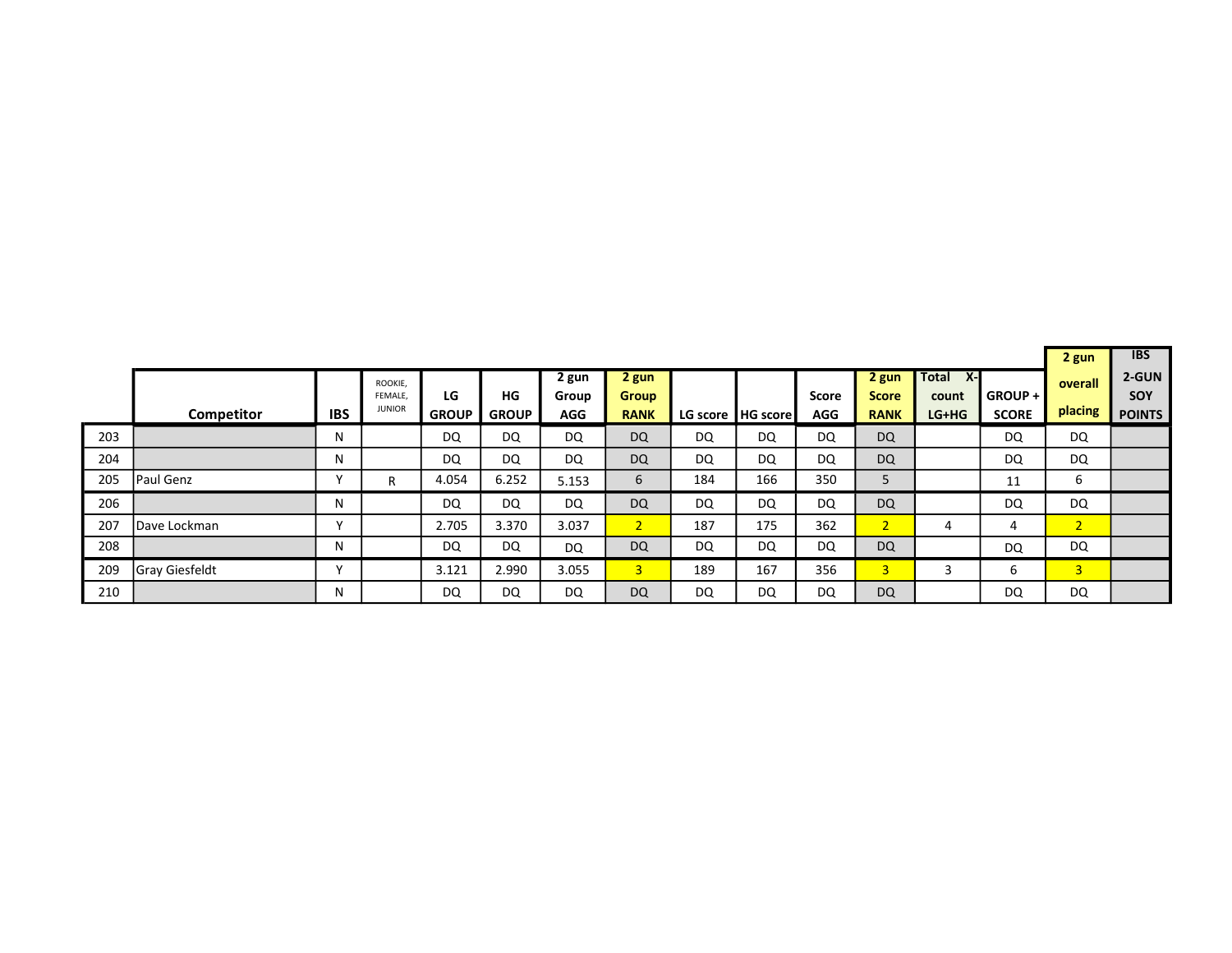| | Competitor | IBS | ROOKIE, FEMALE, JUNIOR | LG GROUP | HG GROUP | 2 gun Group AGG | 2 gun Group RANK | LG score | HG score | Score AGG | 2 gun Score RANK | Total X-count LG+HG | GROUP + SCORE | 2 gun overall placing | IBS 2-GUN SOY POINTS |
|---|---|---|---|---|---|---|---|---|---|---|---|---|---|---|---|
| 203 | | N | | DQ | DQ | DQ | DQ | DQ | DQ | DQ | DQ | | DQ | DQ | |
| 204 | | N | | DQ | DQ | DQ | DQ | DQ | DQ | DQ | DQ | | DQ | DQ | |
| 205 | Paul Genz | Y | R | 4.054 | 6.252 | 5.153 | 6 | 184 | 166 | 350 | 5 | | 11 | 6 | |
| 206 | | N | | DQ | DQ | DQ | DQ | DQ | DQ | DQ | DQ | | DQ | DQ | |
| 207 | Dave Lockman | Y | | 2.705 | 3.370 | 3.037 | 2 | 187 | 175 | 362 | 2 | 4 | 4 | 2 | |
| 208 | | N | | DQ | DQ | DQ | DQ | DQ | DQ | DQ | DQ | | DQ | DQ | |
| 209 | Gray Giesfeldt | Y | | 3.121 | 2.990 | 3.055 | 3 | 189 | 167 | 356 | 3 | 3 | 6 | 3 | |
| 210 | | N | | DQ | DQ | DQ | DQ | DQ | DQ | DQ | DQ | | DQ | DQ | |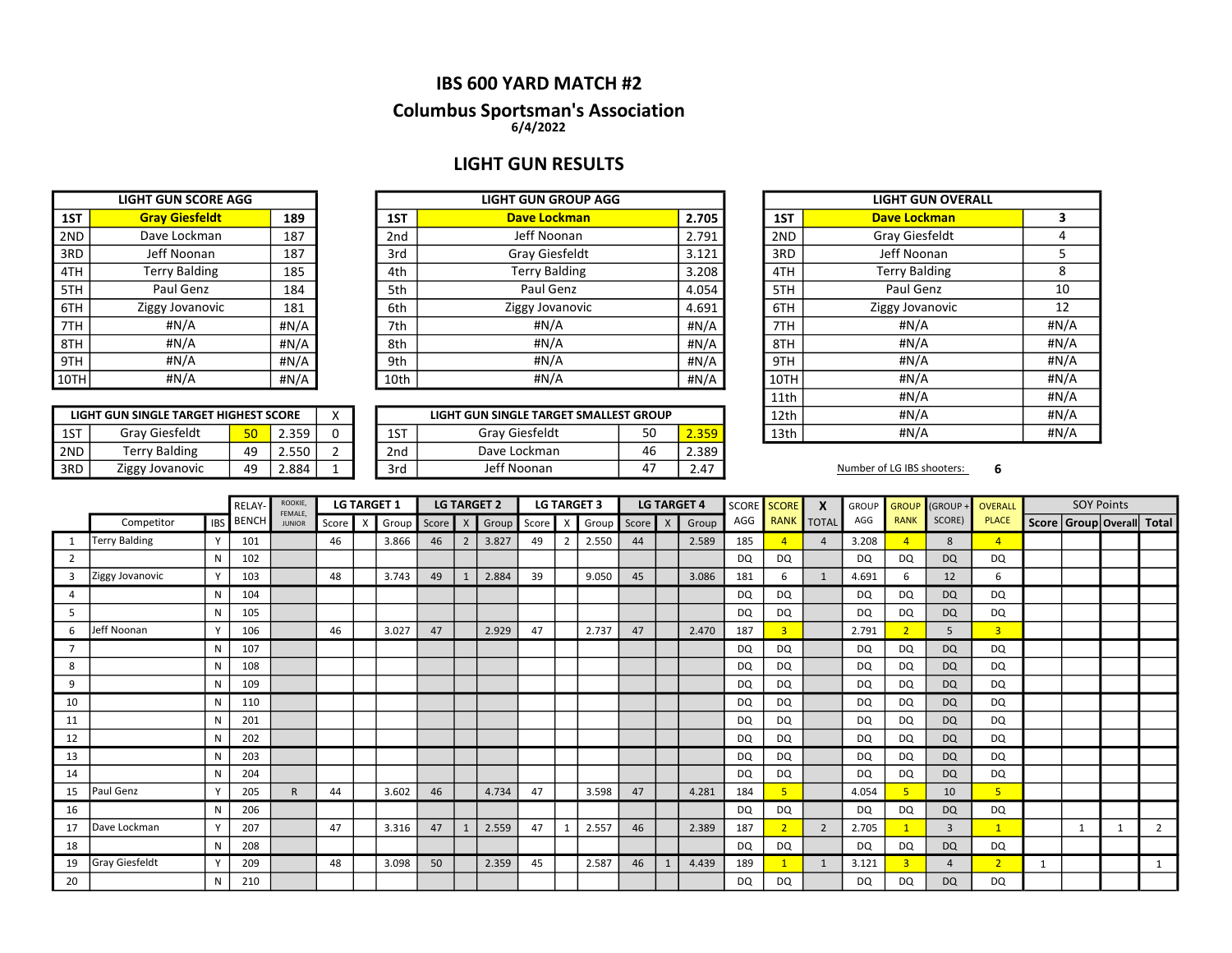# IBS 600 YARD MATCH #2

## Columbus Sportsman's Association

**6/4/2022**

## LIGHT GUN RESULTS

| LIGHT GUN SCORE AGG | | |
|---|---|---|
| 1ST | **Gray Giesfeldt** | **189** |
| 2ND | Dave Lockman | 187 |
| 3RD | Jeff Noonan | 187 |
| 4TH | Terry Balding | 185 |
| 5TH | Paul Genz | 184 |
| 6TH | Ziggy Jovanovic | 181 |
| 7TH | #N/A | #N/A |
| 8TH | #N/A | #N/A |
| 9TH | #N/A | #N/A |
| 10TH | #N/A | #N/A |

| LIGHT GUN GROUP AGG | | |
|---|---|---|
| 1ST | **Dave Lockman** | **2.705** |
| 2nd | Jeff Noonan | 2.791 |
| 3rd | Gray Giesfeldt | 3.121 |
| 4th | Terry Balding | 3.208 |
| 5th | Paul Genz | 4.054 |
| 6th | Ziggy Jovanovic | 4.691 |
| 7th | #N/A | #N/A |
| 8th | #N/A | #N/A |
| 9th | #N/A | #N/A |
| 10th | #N/A | #N/A |

| LIGHT GUN OVERALL | | |
|---|---|---|
| 1ST | **Dave Lockman** | **3** |
| 2ND | Gray Giesfeldt | 4 |
| 3RD | Jeff Noonan | 5 |
| 4TH | Terry Balding | 8 |
| 5TH | Paul Genz | 10 |
| 6TH | Ziggy Jovanovic | 12 |
| 7TH | #N/A | #N/A |
| 8TH | #N/A | #N/A |
| 9TH | #N/A | #N/A |
| 10TH | #N/A | #N/A |
| 11th | #N/A | #N/A |
| 12th | #N/A | #N/A |
| 13th | #N/A | #N/A |

| LIGHT GUN SINGLE TARGET HIGHEST SCORE | | | | X |
|---|---|---|---|---|
| 1ST | Gray Giesfeldt | 50 | 2.359 | 0 |
| 2ND | Terry Balding | 49 | 2.550 | 2 |
| 3RD | Ziggy Jovanovic | 49 | 2.884 | 1 |

| LIGHT GUN SINGLE TARGET SMALLEST GROUP | | | |
|---|---|---|---|
| 1ST | Gray Giesfeldt | 50 | 2.359 |
| 2nd | Dave Lockman | 46 | 2.389 |
| 3rd | Jeff Noonan | 47 | 2.47 |

Number of LG IBS shooters: **6**

| | Competitor | IBS | RELAY-BENCH | ROOKIE, FEMALE, JUNIOR | LG TARGET 1 Score | X | Group | LG TARGET 2 Score | X | Group | LG TARGET 3 Score | X | Group | LG TARGET 4 Score | X | Group | SCORE AGG | SCORE RANK | X TOTAL | GROUP AGG | GROUP RANK | (GROUP + SCORE) | OVERALL PLACE | SOY Points Score | Group | Overall | Total |
|---|---|---|---|---|---|---|---|---|---|---|---|---|---|---|---|---|---|---|---|---|---|---|---|---|---|---|---|
| 1 | Terry Balding | Y | 101 | | 46 | | 3.866 | 46 | 2 | 3.827 | 49 | 2 | 2.550 | 44 | | 2.589 | 185 | 4 | 4 | 3.208 | 4 | 8 | 4 | | | | |
| 2 | | N | 102 | | | | | | | | | | | | | | DQ | DQ | | DQ | DQ | DQ | DQ | | | | |
| 3 | Ziggy Jovanovic | Y | 103 | | 48 | | 3.743 | 49 | 1 | 2.884 | 39 | | 9.050 | 45 | | 3.086 | 181 | 6 | 1 | 4.691 | 6 | 12 | 6 | | | | |
| 4 | | N | 104 | | | | | | | | | | | | | | DQ | DQ | | DQ | DQ | DQ | DQ | | | | |
| 5 | | N | 105 | | | | | | | | | | | | | | DQ | DQ | | DQ | DQ | DQ | DQ | | | | |
| 6 | Jeff Noonan | Y | 106 | | 46 | | 3.027 | 47 | | 2.929 | 47 | | 2.737 | 47 | | 2.470 | 187 | 3 | | 2.791 | 2 | 5 | 3 | | | | |
| 7 | | N | 107 | | | | | | | | | | | | | | DQ | DQ | | DQ | DQ | DQ | DQ | | | | |
| 8 | | N | 108 | | | | | | | | | | | | | | DQ | DQ | | DQ | DQ | DQ | DQ | | | | |
| 9 | | N | 109 | | | | | | | | | | | | | | DQ | DQ | | DQ | DQ | DQ | DQ | | | | |
| 10 | | N | 110 | | | | | | | | | | | | | | DQ | DQ | | DQ | DQ | DQ | DQ | | | | |
| 11 | | N | 201 | | | | | | | | | | | | | | DQ | DQ | | DQ | DQ | DQ | DQ | | | | |
| 12 | | N | 202 | | | | | | | | | | | | | | DQ | DQ | | DQ | DQ | DQ | DQ | | | | |
| 13 | | N | 203 | | | | | | | | | | | | | | DQ | DQ | | DQ | DQ | DQ | DQ | | | | |
| 14 | | N | 204 | | | | | | | | | | | | | | DQ | DQ | | DQ | DQ | DQ | DQ | | | | |
| 15 | Paul Genz | Y | 205 | R | 44 | | 3.602 | 46 | | 4.734 | 47 | | 3.598 | 47 | | 4.281 | 184 | 5 | | 4.054 | 5 | 10 | 5 | | | | |
| 16 | | N | 206 | | | | | | | | | | | | | | DQ | DQ | | DQ | DQ | DQ | DQ | | | | |
| 17 | Dave Lockman | Y | 207 | | 47 | | 3.316 | 47 | 1 | 2.559 | 47 | 1 | 2.557 | 46 | | 2.389 | 187 | 2 | 2 | 2.705 | 1 | 3 | 1 | | 1 | 1 | 2 |
| 18 | | N | 208 | | | | | | | | | | | | | | DQ | DQ | | DQ | DQ | DQ | DQ | | | | |
| 19 | Gray Giesfeldt | Y | 209 | | 48 | | 3.098 | 50 | | 2.359 | 45 | | 2.587 | 46 | 1 | 4.439 | 189 | 1 | 1 | 3.121 | 3 | 4 | 2 | 1 | | | 1 |
| 20 | | N | 210 | | | | | | | | | | | | | | DQ | DQ | | DQ | DQ | DQ | DQ | | | | |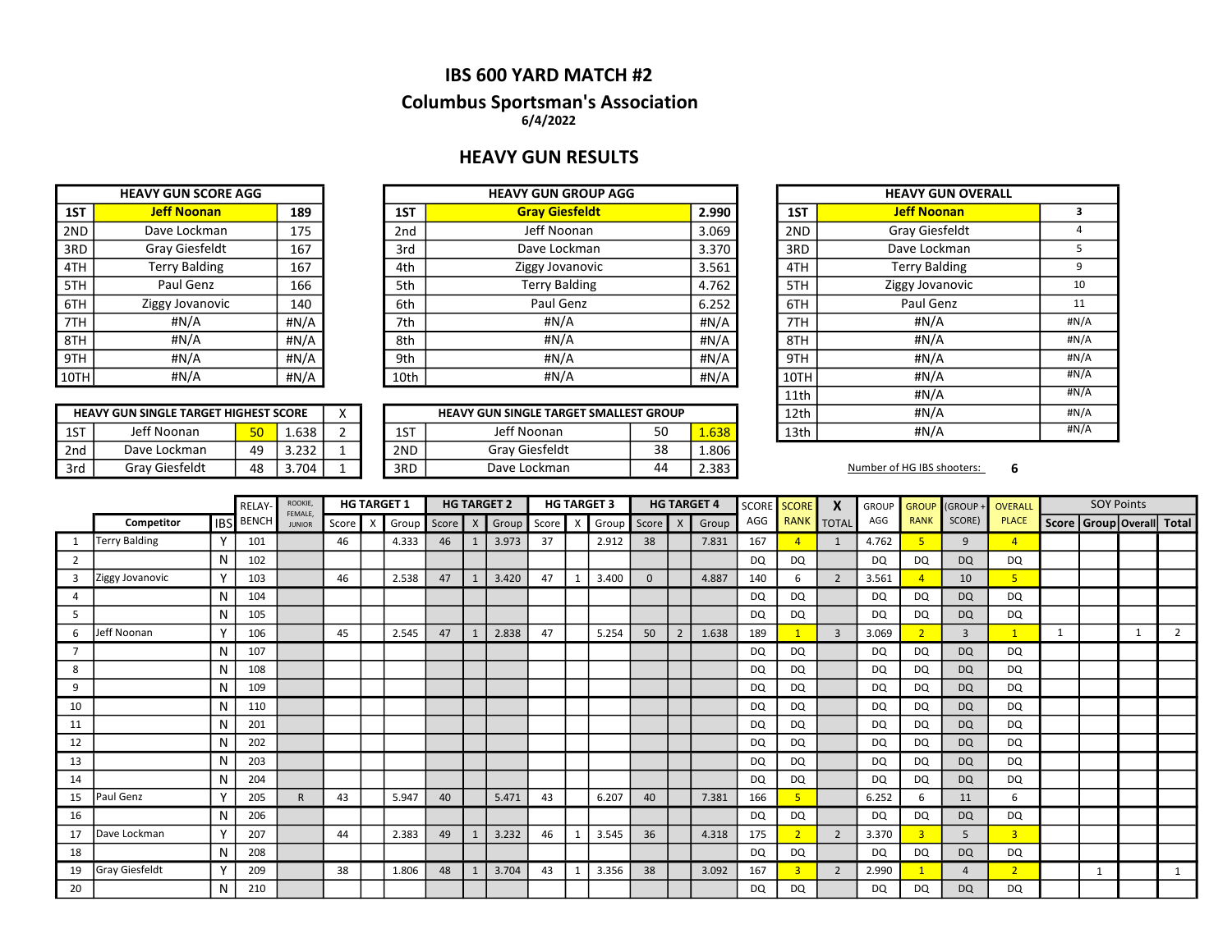# IBS 600 YARD MATCH #2

## Columbus Sportsman's Association

**6/4/2022**

## HEAVY GUN RESULTS

| HEAVY GUN SCORE AGG | | |
|---|---|---|
| 1ST | **Jeff Noonan** | **189** |
| 2ND | Dave Lockman | 175 |
| 3RD | Gray Giesfeldt | 167 |
| 4TH | Terry Balding | 167 |
| 5TH | Paul Genz | 166 |
| 6TH | Ziggy Jovanovic | 140 |
| 7TH | #N/A | #N/A |
| 8TH | #N/A | #N/A |
| 9TH | #N/A | #N/A |
| 10TH | #N/A | #N/A |

| HEAVY GUN GROUP AGG | | |
|---|---|---|
| 1ST | **Gray Giesfeldt** | **2.990** |
| 2nd | Jeff Noonan | 3.069 |
| 3rd | Dave Lockman | 3.370 |
| 4th | Ziggy Jovanovic | 3.561 |
| 5th | Terry Balding | 4.762 |
| 6th | Paul Genz | 6.252 |
| 7th | #N/A | #N/A |
| 8th | #N/A | #N/A |
| 9th | #N/A | #N/A |
| 10th | #N/A | #N/A |

| HEAVY GUN OVERALL | | |
|---|---|---|
| 1ST | **Jeff Noonan** | **3** |
| 2ND | Gray Giesfeldt | 4 |
| 3RD | Dave Lockman | 5 |
| 4TH | Terry Balding | 9 |
| 5TH | Ziggy Jovanovic | 10 |
| 6TH | Paul Genz | 11 |
| 7TH | #N/A | #N/A |
| 8TH | #N/A | #N/A |
| 9TH | #N/A | #N/A |
| 10TH | #N/A | #N/A |
| 11th | #N/A | #N/A |
| 12th | #N/A | #N/A |
| 13th | #N/A | #N/A |

| HEAVY GUN SINGLE TARGET HIGHEST SCORE | | | | X |
|---|---|---|---|---|
| 1ST | Jeff Noonan | 50 | 1.638 | 2 |
| 2nd | Dave Lockman | 49 | 3.232 | 1 |
| 3rd | Gray Giesfeldt | 48 | 3.704 | 1 |

| HEAVY GUN SINGLE TARGET SMALLEST GROUP | | | |
|---|---|---|---|
| 1ST | Jeff Noonan | 50 | 1.638 |
| 2ND | Gray Giesfeldt | 38 | 1.806 |
| 3RD | Dave Lockman | 44 | 2.383 |

Number of HG IBS shooters: **6**

| | | | RELAY-BENCH | ROOKIE, FEMALE, JUNIOR | HG TARGET 1 | | | HG TARGET 2 | | | HG TARGET 3 | | | HG TARGET 4 | | | SCORE AGG | SCORE RANK | X TOTAL | GROUP AGG | GROUP RANK | (GROUP + SCORE) | OVERALL PLACE | SOY Points | | | |
|---|---|---|---|---|---|---|---|---|---|---|---|---|---|---|---|---|---|---|---|---|---|---|---|---|---|---|---|
| | Competitor | IBS | BENCH | | Score | X | Group | Score | X | Group | Score | X | Group | Score | X | Group | | | | | | | | Score | Group | Overall | Total |
| 1 | Terry Balding | Y | 101 | | 46 | | 4.333 | 46 | 1 | 3.973 | 37 | | 2.912 | 38 | | 7.831 | 167 | 4 | 1 | 4.762 | 5 | 9 | 4 | | | | |
| 2 | | N | 102 | | | | | | | | | | | | | | DQ | DQ | | DQ | DQ | DQ | DQ | | | | |
| 3 | Ziggy Jovanovic | Y | 103 | | 46 | | 2.538 | 47 | 1 | 3.420 | 47 | 1 | 3.400 | 0 | | 4.887 | 140 | 6 | 2 | 3.561 | 4 | 10 | 5 | | | | |
| 4 | | N | 104 | | | | | | | | | | | | | | DQ | DQ | | DQ | DQ | DQ | DQ | | | | |
| 5 | | N | 105 | | | | | | | | | | | | | | DQ | DQ | | DQ | DQ | DQ | DQ | | | | |
| 6 | Jeff Noonan | Y | 106 | | 45 | | 2.545 | 47 | 1 | 2.838 | 47 | | 5.254 | 50 | 2 | 1.638 | 189 | 1 | 3 | 3.069 | 2 | 3 | 1 | 1 | | 1 | 2 |
| 7 | | N | 107 | | | | | | | | | | | | | | DQ | DQ | | DQ | DQ | DQ | DQ | | | | |
| 8 | | N | 108 | | | | | | | | | | | | | | DQ | DQ | | DQ | DQ | DQ | DQ | | | | |
| 9 | | N | 109 | | | | | | | | | | | | | | DQ | DQ | | DQ | DQ | DQ | DQ | | | | |
| 10 | | N | 110 | | | | | | | | | | | | | | DQ | DQ | | DQ | DQ | DQ | DQ | | | | |
| 11 | | N | 201 | | | | | | | | | | | | | | DQ | DQ | | DQ | DQ | DQ | DQ | | | | |
| 12 | | N | 202 | | | | | | | | | | | | | | DQ | DQ | | DQ | DQ | DQ | DQ | | | | |
| 13 | | N | 203 | | | | | | | | | | | | | | DQ | DQ | | DQ | DQ | DQ | DQ | | | | |
| 14 | | N | 204 | | | | | | | | | | | | | | DQ | DQ | | DQ | DQ | DQ | DQ | | | | |
| 15 | Paul Genz | Y | 205 | R | 43 | | 5.947 | 40 | | 5.471 | 43 | | 6.207 | 40 | | 7.381 | 166 | 5 | | 6.252 | 6 | 11 | 6 | | | | |
| 16 | | N | 206 | | | | | | | | | | | | | | DQ | DQ | | DQ | DQ | DQ | DQ | | | | |
| 17 | Dave Lockman | Y | 207 | | 44 | | 2.383 | 49 | 1 | 3.232 | 46 | 1 | 3.545 | 36 | | 4.318 | 175 | 2 | 2 | 3.370 | 3 | 5 | 3 | | | | |
| 18 | | N | 208 | | | | | | | | | | | | | | DQ | DQ | | DQ | DQ | DQ | DQ | | | | |
| 19 | Gray Giesfeldt | Y | 209 | | 38 | | 1.806 | 48 | 1 | 3.704 | 43 | 1 | 3.356 | 38 | | 3.092 | 167 | 3 | 2 | 2.990 | 1 | 4 | 2 | | 1 | | 1 |
| 20 | | N | 210 | | | | | | | | | | | | | | DQ | DQ | | DQ | DQ | DQ | DQ | | | | |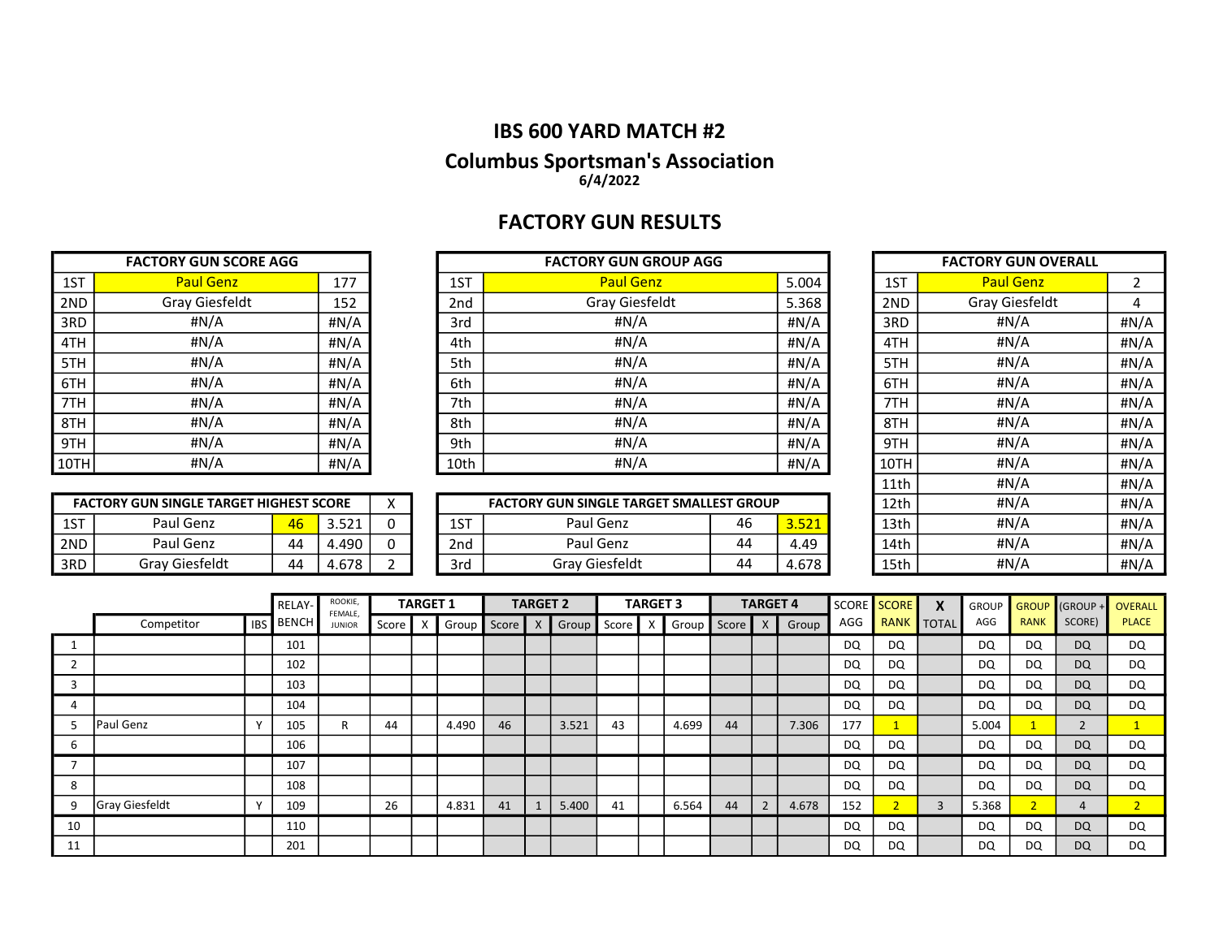## IBS 600 YARD MATCH #2

## Columbus Sportsman's Association

**6/4/2022**

## FACTORY GUN RESULTS

| FACTORY GUN SCORE AGG | | |
|---|---|---|
| 1ST | Paul Genz | 177 |
| 2ND | Gray Giesfeldt | 152 |
| 3RD | #N/A | #N/A |
| 4TH | #N/A | #N/A |
| 5TH | #N/A | #N/A |
| 6TH | #N/A | #N/A |
| 7TH | #N/A | #N/A |
| 8TH | #N/A | #N/A |
| 9TH | #N/A | #N/A |
| 10TH | #N/A | #N/A |

| FACTORY GUN GROUP AGG | | |
|---|---|---|
| 1ST | Paul Genz | 5.004 |
| 2nd | Gray Giesfeldt | 5.368 |
| 3rd | #N/A | #N/A |
| 4th | #N/A | #N/A |
| 5th | #N/A | #N/A |
| 6th | #N/A | #N/A |
| 7th | #N/A | #N/A |
| 8th | #N/A | #N/A |
| 9th | #N/A | #N/A |
| 10th | #N/A | #N/A |

| FACTORY GUN OVERALL | | |
|---|---|---|
| 1ST | Paul Genz | 2 |
| 2ND | Gray Giesfeldt | 4 |
| 3RD | #N/A | #N/A |
| 4TH | #N/A | #N/A |
| 5TH | #N/A | #N/A |
| 6TH | #N/A | #N/A |
| 7TH | #N/A | #N/A |
| 8TH | #N/A | #N/A |
| 9TH | #N/A | #N/A |
| 10TH | #N/A | #N/A |
| 11th | #N/A | #N/A |
| 12th | #N/A | #N/A |
| 13th | #N/A | #N/A |
| 14th | #N/A | #N/A |
| 15th | #N/A | #N/A |

| FACTORY GUN SINGLE TARGET HIGHEST SCORE | | | | X |
|---|---|---|---|---|
| 1ST | Paul Genz | 46 | 3.521 | 0 |
| 2ND | Paul Genz | 44 | 4.490 | 0 |
| 3RD | Gray Giesfeldt | 44 | 4.678 | 2 |

| FACTORY GUN SINGLE TARGET SMALLEST GROUP | | | |
|---|---|---|---|
| 1ST | Paul Genz | 46 | 3.521 |
| 2nd | Paul Genz | 44 | 4.49 |
| 3rd | Gray Giesfeldt | 44 | 4.678 |

| | | | RELAY- | ROOKIE, FEMALE, JUNIOR | TARGET 1 | | | TARGET 2 | | | TARGET 3 | | | TARGET 4 | | | SCORE | SCORE | X | GROUP | GROUP | (GROUP + | OVERALL |
|---|---|---|---|---|---|---|---|---|---|---|---|---|---|---|---|---|---|---|---|---|---|---|---|
| | Competitor | IBS | BENCH | | Score | X | Group | Score | X | Group | Score | X | Group | Score | X | Group | AGG | RANK | TOTAL | AGG | RANK | SCORE) | PLACE |
| 1 | | | 101 | | | | | | | | | | | | | | DQ | DQ | | DQ | DQ | DQ | DQ |
| 2 | | | 102 | | | | | | | | | | | | | | DQ | DQ | | DQ | DQ | DQ | DQ |
| 3 | | | 103 | | | | | | | | | | | | | | DQ | DQ | | DQ | DQ | DQ | DQ |
| 4 | | | 104 | | | | | | | | | | | | | | DQ | DQ | | DQ | DQ | DQ | DQ |
| 5 | Paul Genz | Y | 105 | R | 44 | | 4.490 | 46 | | 3.521 | 43 | | 4.699 | 44 | | 7.306 | 177 | 1 | | 5.004 | 1 | 2 | 1 |
| 6 | | | 106 | | | | | | | | | | | | | | DQ | DQ | | DQ | DQ | DQ | DQ |
| 7 | | | 107 | | | | | | | | | | | | | | DQ | DQ | | DQ | DQ | DQ | DQ |
| 8 | | | 108 | | | | | | | | | | | | | | DQ | DQ | | DQ | DQ | DQ | DQ |
| 9 | Gray Giesfeldt | Y | 109 | | 26 | | 4.831 | 41 | 1 | 5.400 | 41 | | 6.564 | 44 | 2 | 4.678 | 152 | 2 | 3 | 5.368 | 2 | 4 | 2 |
| 10 | | | 110 | | | | | | | | | | | | | | DQ | DQ | | DQ | DQ | DQ | DQ |
| 11 | | | 201 | | | | | | | | | | | | | | DQ | DQ | | DQ | DQ | DQ | DQ |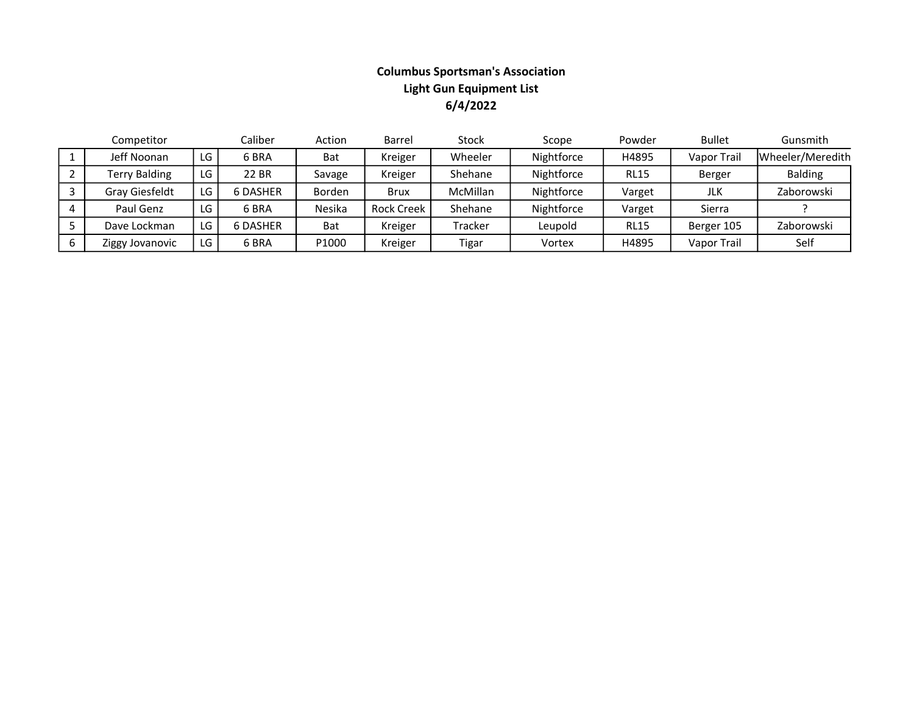**Columbus Sportsman's Association**
**Light Gun Equipment List**
**6/4/2022**

| | Competitor | | Caliber | Action | Barrel | Stock | Scope | Powder | Bullet | Gunsmith |
|---|---|---|---|---|---|---|---|---|---|---|
| 1 | Jeff Noonan | LG | 6 BRA | Bat | Kreiger | Wheeler | Nightforce | H4895 | Vapor Trail | Wheeler/Meredith |
| 2 | Terry Balding | LG | 22 BR | Savage | Kreiger | Shehane | Nightforce | RL15 | Berger | Balding |
| 3 | Gray Giesfeldt | LG | 6 DASHER | Borden | Brux | McMillan | Nightforce | Varget | JLK | Zaborowski |
| 4 | Paul Genz | LG | 6 BRA | Nesika | Rock Creek | Shehane | Nightforce | Varget | Sierra | ? |
| 5 | Dave Lockman | LG | 6 DASHER | Bat | Kreiger | Tracker | Leupold | RL15 | Berger 105 | Zaborowski |
| 6 | Ziggy Jovanovic | LG | 6 BRA | P1000 | Kreiger | Tigar | Vortex | H4895 | Vapor Trail | Self |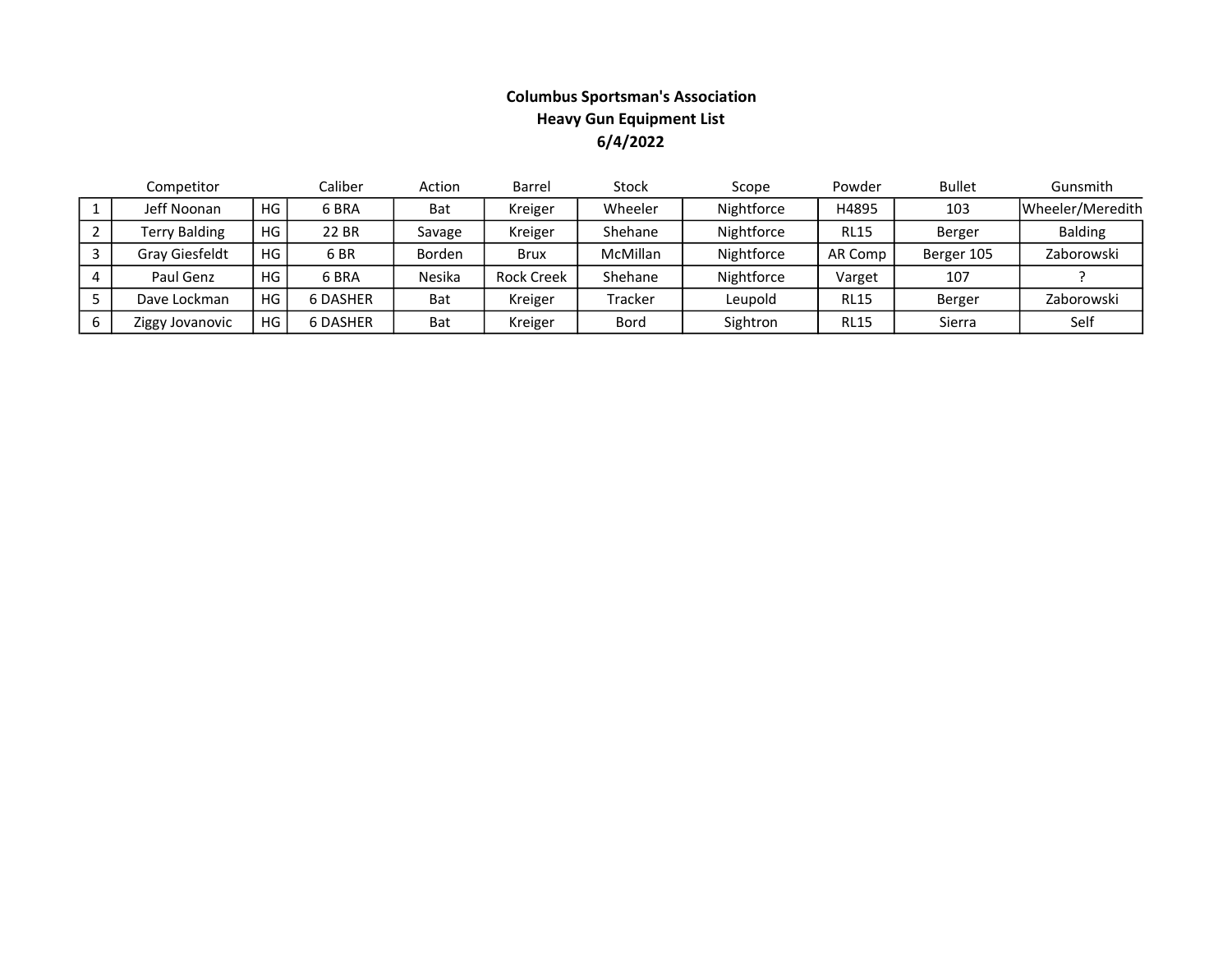**Columbus Sportsman's Association**
**Heavy Gun Equipment List**
**6/4/2022**

| | Competitor | | Caliber | Action | Barrel | Stock | Scope | Powder | Bullet | Gunsmith |
|---|---|---|---|---|---|---|---|---|---|---|
| 1 | Jeff Noonan | HG | 6 BRA | Bat | Kreiger | Wheeler | Nightforce | H4895 | 103 | Wheeler/Meredith |
| 2 | Terry Balding | HG | 22 BR | Savage | Kreiger | Shehane | Nightforce | RL15 | Berger | Balding |
| 3 | Gray Giesfeldt | HG | 6 BR | Borden | Brux | McMillan | Nightforce | AR Comp | Berger 105 | Zaborowski |
| 4 | Paul Genz | HG | 6 BRA | Nesika | Rock Creek | Shehane | Nightforce | Varget | 107 | ? |
| 5 | Dave Lockman | HG | 6 DASHER | Bat | Kreiger | Tracker | Leupold | RL15 | Berger | Zaborowski |
| 6 | Ziggy Jovanovic | HG | 6 DASHER | Bat | Kreiger | Bord | Sightron | RL15 | Sierra | Self |